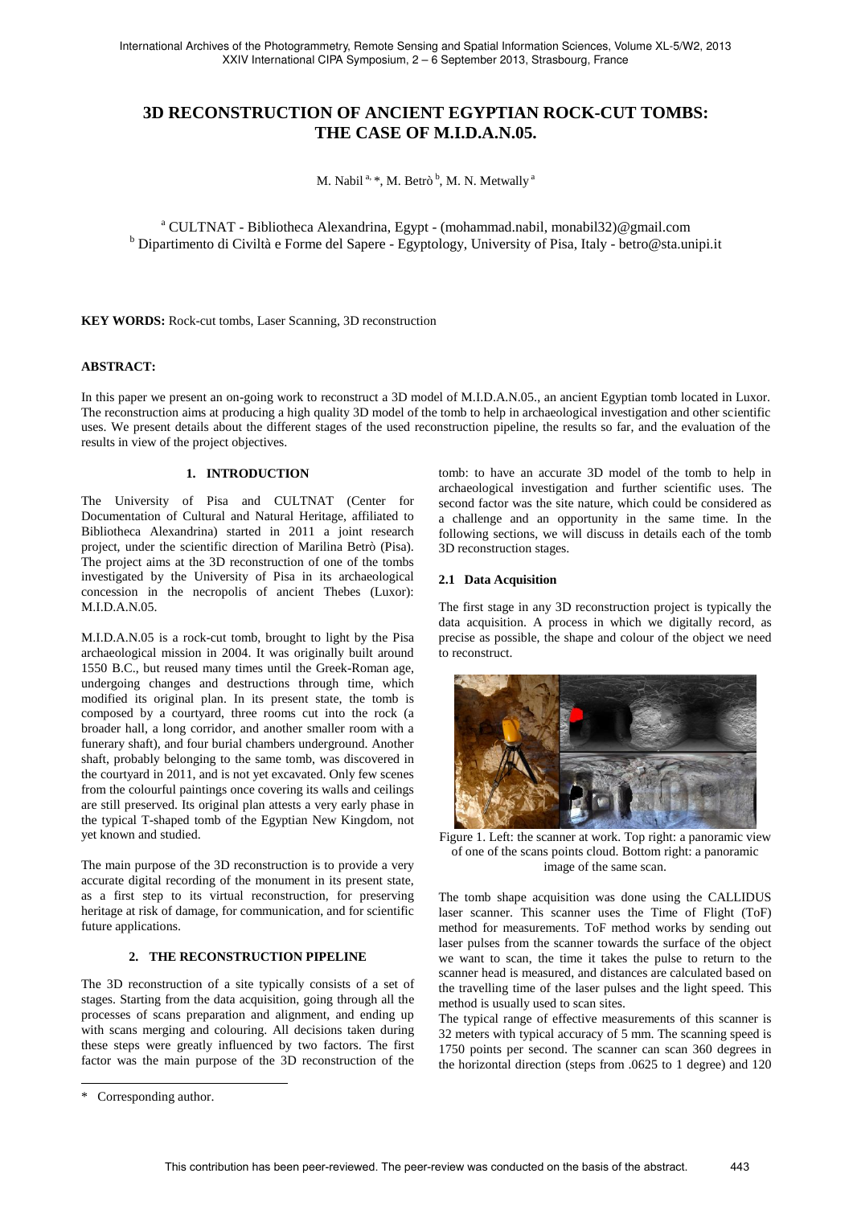# 3D RECONSTRUCTION OF ANCIENT EGYPTIAN ROCK-CUT TOMBS: THE CASE OF M.I.D.A.N.05.

M. Nabil [a,*], M. Betrò [b], M. N. Metwally [a]

[a] CULTNAT - Bibliotheca Alexandrina, Egypt - (mohammad.nabil, monabil32)@gmail.com
[b] Dipartimento di Civiltà e Forme del Sapere - Egyptology, University of Pisa, Italy - betro@sta.unipi.it

**KEY WORDS:** Rock-cut tombs, Laser Scanning, 3D reconstruction

**ABSTRACT:**

In this paper we present an on-going work to reconstruct a 3D model of M.I.D.A.N.05., an ancient Egyptian tomb located in Luxor. The reconstruction aims at producing a high quality 3D model of the tomb to help in archaeological investigation and other scientific uses. We present details about the different stages of the used reconstruction pipeline, the results so far, and the evaluation of the results in view of the project objectives.

## 1. INTRODUCTION

The University of Pisa and CULTNAT (Center for Documentation of Cultural and Natural Heritage, affiliated to Bibliotheca Alexandrina) started in 2011 a joint research project, under the scientific direction of Marilina Betrò (Pisa). The project aims at the 3D reconstruction of one of the tombs investigated by the University of Pisa in its archaeological concession in the necropolis of ancient Thebes (Luxor): M.I.D.A.N.05.

M.I.D.A.N.05 is a rock-cut tomb, brought to light by the Pisa archaeological mission in 2004. It was originally built around 1550 B.C., but reused many times until the Greek-Roman age, undergoing changes and destructions through time, which modified its original plan. In its present state, the tomb is composed by a courtyard, three rooms cut into the rock (a broader hall, a long corridor, and another smaller room with a funerary shaft), and four burial chambers underground. Another shaft, probably belonging to the same tomb, was discovered in the courtyard in 2011, and is not yet excavated. Only few scenes from the colourful paintings once covering its walls and ceilings are still preserved. Its original plan attests a very early phase in the typical T-shaped tomb of the Egyptian New Kingdom, not yet known and studied.

The main purpose of the 3D reconstruction is to provide a very accurate digital recording of the monument in its present state, as a first step to its virtual reconstruction, for preserving heritage at risk of damage, for communication, and for scientific future applications.

## 2. THE RECONSTRUCTION PIPELINE

The 3D reconstruction of a site typically consists of a set of stages. Starting from the data acquisition, going through all the processes of scans preparation and alignment, and ending up with scans merging and colouring. All decisions taken during these steps were greatly influenced by two factors. The first factor was the main purpose of the 3D reconstruction of the tomb: to have an accurate 3D model of the tomb to help in archaeological investigation and further scientific uses. The second factor was the site nature, which could be considered as a challenge and an opportunity in the same time. In the following sections, we will discuss in details each of the tomb 3D reconstruction stages.

### 2.1 Data Acquisition

The first stage in any 3D reconstruction project is typically the data acquisition. A process in which we digitally record, as precise as possible, the shape and colour of the object we need to reconstruct.

Figure 1. Left: the scanner at work. Top right: a panoramic view of one of the scans points cloud. Bottom right: a panoramic image of the same scan.

The tomb shape acquisition was done using the CALLIDUS laser scanner. This scanner uses the Time of Flight (ToF) method for measurements. ToF method works by sending out laser pulses from the scanner towards the surface of the object we want to scan, the time it takes the pulse to return to the scanner head is measured, and distances are calculated based on the travelling time of the laser pulses and the light speed. This method is usually used to scan sites.

The typical range of effective measurements of this scanner is 32 meters with typical accuracy of 5 mm. The scanning speed is 1750 points per second. The scanner can scan 360 degrees in the horizontal direction (steps from .0625 to 1 degree) and 120

\* Corresponding author.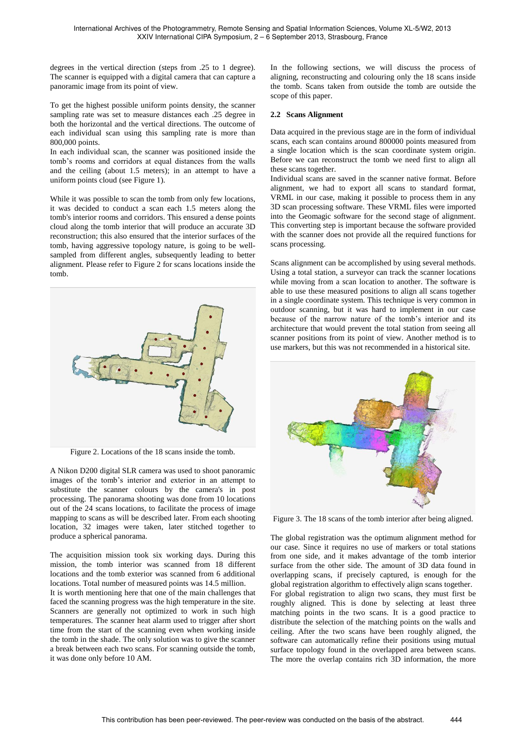degrees in the vertical direction (steps from .25 to 1 degree). The scanner is equipped with a digital camera that can capture a panoramic image from its point of view.

To get the highest possible uniform points density, the scanner sampling rate was set to measure distances each .25 degree in both the horizontal and the vertical directions. The outcome of each individual scan using this sampling rate is more than 800,000 points.

In each individual scan, the scanner was positioned inside the tomb's rooms and corridors at equal distances from the walls and the ceiling (about 1.5 meters); in an attempt to have a uniform points cloud (see Figure 1).

While it was possible to scan the tomb from only few locations, it was decided to conduct a scan each 1.5 meters along the tomb's interior rooms and corridors. This ensured a dense points cloud along the tomb interior that will produce an accurate 3D reconstruction; this also ensured that the interior surfaces of the tomb, having aggressive topology nature, is going to be well-sampled from different angles, subsequently leading to better alignment. Please refer to Figure 2 for scans locations inside the tomb.

Figure 2. Locations of the 18 scans inside the tomb.

A Nikon D200 digital SLR camera was used to shoot panoramic images of the tomb's interior and exterior in an attempt to substitute the scanner colours by the camera's in post processing. The panorama shooting was done from 10 locations out of the 24 scans locations, to facilitate the process of image mapping to scans as will be described later. From each shooting location, 32 images were taken, later stitched together to produce a spherical panorama.

The acquisition mission took six working days. During this mission, the tomb interior was scanned from 18 different locations and the tomb exterior was scanned from 6 additional locations. Total number of measured points was 14.5 million.

It is worth mentioning here that one of the main challenges that faced the scanning progress was the high temperature in the site. Scanners are generally not optimized to work in such high temperatures. The scanner heat alarm used to trigger after short time from the start of the scanning even when working inside the tomb in the shade. The only solution was to give the scanner a break between each two scans. For scanning outside the tomb, it was done only before 10 AM.

In the following sections, we will discuss the process of aligning, reconstructing and colouring only the 18 scans inside the tomb. Scans taken from outside the tomb are outside the scope of this paper.

### 2.2 Scans Alignment

Data acquired in the previous stage are in the form of individual scans, each scan contains around 800000 points measured from a single location which is the scan coordinate system origin. Before we can reconstruct the tomb we need first to align all these scans together.

Individual scans are saved in the scanner native format. Before alignment, we had to export all scans to standard format, VRML in our case, making it possible to process them in any 3D scan processing software. These VRML files were imported into the Geomagic software for the second stage of alignment. This converting step is important because the software provided with the scanner does not provide all the required functions for scans processing.

Scans alignment can be accomplished by using several methods. Using a total station, a surveyor can track the scanner locations while moving from a scan location to another. The software is able to use these measured positions to align all scans together in a single coordinate system. This technique is very common in outdoor scanning, but it was hard to implement in our case because of the narrow nature of the tomb's interior and its architecture that would prevent the total station from seeing all scanner positions from its point of view. Another method is to use markers, but this was not recommended in a historical site.

Figure 3. The 18 scans of the tomb interior after being aligned.

The global registration was the optimum alignment method for our case. Since it requires no use of markers or total stations from one side, and it makes advantage of the tomb interior surface from the other side. The amount of 3D data found in overlapping scans, if precisely captured, is enough for the global registration algorithm to effectively align scans together.

For global registration to align two scans, they must first be roughly aligned. This is done by selecting at least three matching points in the two scans. It is a good practice to distribute the selection of the matching points on the walls and ceiling. After the two scans have been roughly aligned, the software can automatically refine their positions using mutual surface topology found in the overlapped area between scans. The more the overlap contains rich 3D information, the more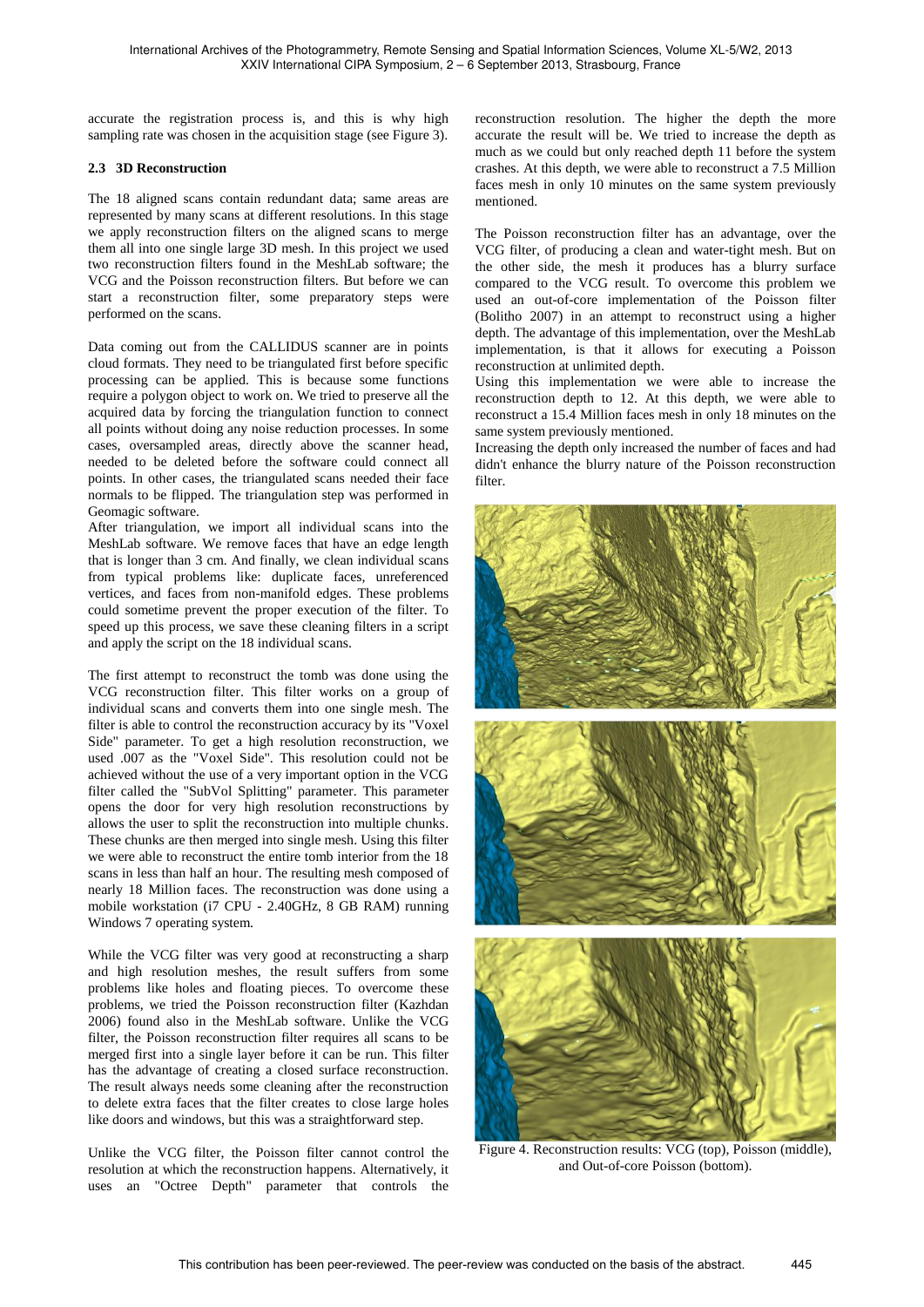accurate the registration process is, and this is why high sampling rate was chosen in the acquisition stage (see Figure 3).

### 2.3 3D Reconstruction

The 18 aligned scans contain redundant data; same areas are represented by many scans at different resolutions. In this stage we apply reconstruction filters on the aligned scans to merge them all into one single large 3D mesh. In this project we used two reconstruction filters found in the MeshLab software; the VCG and the Poisson reconstruction filters. But before we can start a reconstruction filter, some preparatory steps were performed on the scans.

Data coming out from the CALLIDUS scanner are in points cloud formats. They need to be triangulated first before specific processing can be applied. This is because some functions require a polygon object to work on. We tried to preserve all the acquired data by forcing the triangulation function to connect all points without doing any noise reduction processes. In some cases, oversampled areas, directly above the scanner head, needed to be deleted before the software could connect all points. In other cases, the triangulated scans needed their face normals to be flipped. The triangulation step was performed in Geomagic software.

After triangulation, we import all individual scans into the MeshLab software. We remove faces that have an edge length that is longer than 3 cm. And finally, we clean individual scans from typical problems like: duplicate faces, unreferenced vertices, and faces from non-manifold edges. These problems could sometime prevent the proper execution of the filter. To speed up this process, we save these cleaning filters in a script and apply the script on the 18 individual scans.

The first attempt to reconstruct the tomb was done using the VCG reconstruction filter. This filter works on a group of individual scans and converts them into one single mesh. The filter is able to control the reconstruction accuracy by its "Voxel Side" parameter. To get a high resolution reconstruction, we used .007 as the "Voxel Side". This resolution could not be achieved without the use of a very important option in the VCG filter called the "SubVol Splitting" parameter. This parameter opens the door for very high resolution reconstructions by allows the user to split the reconstruction into multiple chunks. These chunks are then merged into single mesh. Using this filter we were able to reconstruct the entire tomb interior from the 18 scans in less than half an hour. The resulting mesh composed of nearly 18 Million faces. The reconstruction was done using a mobile workstation (i7 CPU - 2.40GHz, 8 GB RAM) running Windows 7 operating system.

While the VCG filter was very good at reconstructing a sharp and high resolution meshes, the result suffers from some problems like holes and floating pieces. To overcome these problems, we tried the Poisson reconstruction filter (Kazhdan 2006) found also in the MeshLab software. Unlike the VCG filter, the Poisson reconstruction filter requires all scans to be merged first into a single layer before it can be run. This filter has the advantage of creating a closed surface reconstruction. The result always needs some cleaning after the reconstruction to delete extra faces that the filter creates to close large holes like doors and windows, but this was a straightforward step.

Unlike the VCG filter, the Poisson filter cannot control the resolution at which the reconstruction happens. Alternatively, it uses an "Octree Depth" parameter that controls the reconstruction resolution. The higher the depth the more accurate the result will be. We tried to increase the depth as much as we could but only reached depth 11 before the system crashes. At this depth, we were able to reconstruct a 7.5 Million faces mesh in only 10 minutes on the same system previously mentioned.

The Poisson reconstruction filter has an advantage, over the VCG filter, of producing a clean and water-tight mesh. But on the other side, the mesh it produces has a blurry surface compared to the VCG result. To overcome this problem we used an out-of-core implementation of the Poisson filter (Bolitho 2007) in an attempt to reconstruct using a higher depth. The advantage of this implementation, over the MeshLab implementation, is that it allows for executing a Poisson reconstruction at unlimited depth.

Using this implementation we were able to increase the reconstruction depth to 12. At this depth, we were able to reconstruct a 15.4 Million faces mesh in only 18 minutes on the same system previously mentioned.

Increasing the depth only increased the number of faces and had didn't enhance the blurry nature of the Poisson reconstruction filter.

Figure 4. Reconstruction results: VCG (top), Poisson (middle), and Out-of-core Poisson (bottom).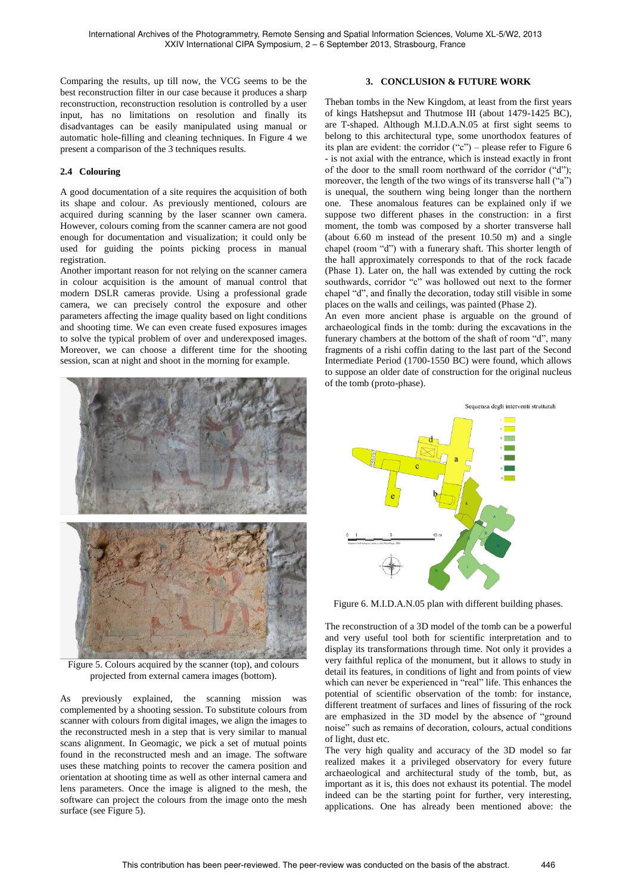Comparing the results, up till now, the VCG seems to be the best reconstruction filter in our case because it produces a sharp reconstruction, reconstruction resolution is controlled by a user input, has no limitations on resolution and finally its disadvantages can be easily manipulated using manual or automatic hole-filling and cleaning techniques. In Figure 4 we present a comparison of the 3 techniques results.

### 2.4 Colouring

A good documentation of a site requires the acquisition of both its shape and colour. As previously mentioned, colours are acquired during scanning by the laser scanner own camera. However, colours coming from the scanner camera are not good enough for documentation and visualization; it could only be used for guiding the points picking process in manual registration.

Another important reason for not relying on the scanner camera in colour acquisition is the amount of manual control that modern DSLR cameras provide. Using a professional grade camera, we can precisely control the exposure and other parameters affecting the image quality based on light conditions and shooting time. We can even create fused exposures images to solve the typical problem of over and underexposed images. Moreover, we can choose a different time for the shooting session, scan at night and shoot in the morning for example.

Figure 5. Colours acquired by the scanner (top), and colours projected from external camera images (bottom).

As previously explained, the scanning mission was complemented by a shooting session. To substitute colours from scanner with colours from digital images, we align the images to the reconstructed mesh in a step that is very similar to manual scans alignment. In Geomagic, we pick a set of mutual points found in the reconstructed mesh and an image. The software uses these matching points to recover the camera position and orientation at shooting time as well as other internal camera and lens parameters. Once the image is aligned to the mesh, the software can project the colours from the image onto the mesh surface (see Figure 5).

## 3. CONCLUSION & FUTURE WORK

Theban tombs in the New Kingdom, at least from the first years of kings Hatshepsut and Thutmose III (about 1479-1425 BC), are T-shaped. Although M.I.D.A.N.05 at first sight seems to belong to this architectural type, some unorthodox features of its plan are evident: the corridor ("c") – please refer to Figure 6 - is not axial with the entrance, which is instead exactly in front of the door to the small room northward of the corridor ("d"); moreover, the length of the two wings of its transverse hall ("a") is unequal, the southern wing being longer than the northern one. These anomalous features can be explained only if we suppose two different phases in the construction: in a first moment, the tomb was composed by a shorter transverse hall (about 6.60 m instead of the present 10.50 m) and a single chapel (room "d") with a funerary shaft. This shorter length of the hall approximately corresponds to that of the rock facade (Phase 1). Later on, the hall was extended by cutting the rock southwards, corridor "c" was hollowed out next to the former chapel "d", and finally the decoration, today still visible in some places on the walls and ceilings, was painted (Phase 2).

An even more ancient phase is arguable on the ground of archaeological finds in the tomb: during the excavations in the funerary chambers at the bottom of the shaft of room "d", many fragments of a rishi coffin dating to the last part of the Second Intermediate Period (1700-1550 BC) were found, which allows to suppose an older date of construction for the original nucleus of the tomb (proto-phase).

Figure 6. M.I.D.A.N.05 plan with different building phases.

The reconstruction of a 3D model of the tomb can be a powerful and very useful tool both for scientific interpretation and to display its transformations through time. Not only it provides a very faithful replica of the monument, but it allows to study in detail its features, in conditions of light and from points of view which can never be experienced in "real" life. This enhances the potential of scientific observation of the tomb: for instance, different treatment of surfaces and lines of fissuring of the rock are emphasized in the 3D model by the absence of "ground noise" such as remains of decoration, colours, actual conditions of light, dust etc.

The very high quality and accuracy of the 3D model so far realized makes it a privileged observatory for every future archaeological and architectural study of the tomb, but, as important as it is, this does not exhaust its potential. The model indeed can be the starting point for further, very interesting, applications. One has already been mentioned above: the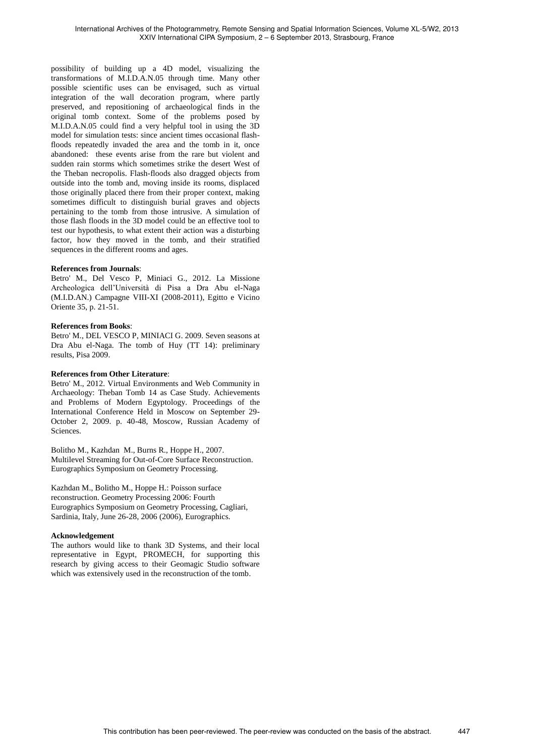possibility of building up a 4D model, visualizing the transformations of M.I.D.A.N.05 through time. Many other possible scientific uses can be envisaged, such as virtual integration of the wall decoration program, where partly preserved, and repositioning of archaeological finds in the original tomb context. Some of the problems posed by M.I.D.A.N.05 could find a very helpful tool in using the 3D model for simulation tests: since ancient times occasional flash-floods repeatedly invaded the area and the tomb in it, once abandoned: these events arise from the rare but violent and sudden rain storms which sometimes strike the desert West of the Theban necropolis. Flash-floods also dragged objects from outside into the tomb and, moving inside its rooms, displaced those originally placed there from their proper context, making sometimes difficult to distinguish burial graves and objects pertaining to the tomb from those intrusive. A simulation of those flash floods in the 3D model could be an effective tool to test our hypothesis, to what extent their action was a disturbing factor, how they moved in the tomb, and their stratified sequences in the different rooms and ages.

**References from Journals**:

Betro' M., Del Vesco P, Miniaci G., 2012. La Missione Archeologica dell'Università di Pisa a Dra Abu el-Naga (M.I.D.AN.) Campagne VIII-XI (2008-2011), Egitto e Vicino Oriente 35, p. 21-51.

**References from Books**:

Betro' M., DEL VESCO P, MINIACI G. 2009. Seven seasons at Dra Abu el-Naga. The tomb of Huy (TT 14): preliminary results, Pisa 2009.

**References from Other Literature**:

Betro' M., 2012. Virtual Environments and Web Community in Archaeology: Theban Tomb 14 as Case Study. Achievements and Problems of Modern Egyptology. Proceedings of the International Conference Held in Moscow on September 29-October 2, 2009. p. 40-48, Moscow, Russian Academy of Sciences.

Bolitho M., Kazhdan M., Burns R., Hoppe H., 2007. Multilevel Streaming for Out-of-Core Surface Reconstruction. Eurographics Symposium on Geometry Processing.

Kazhdan M., Bolitho M., Hoppe H.: Poisson surface reconstruction. Geometry Processing 2006: Fourth Eurographics Symposium on Geometry Processing, Cagliari, Sardinia, Italy, June 26-28, 2006 (2006), Eurographics.

**Acknowledgement**

The authors would like to thank 3D Systems, and their local representative in Egypt, PROMECH, for supporting this research by giving access to their Geomagic Studio software which was extensively used in the reconstruction of the tomb.